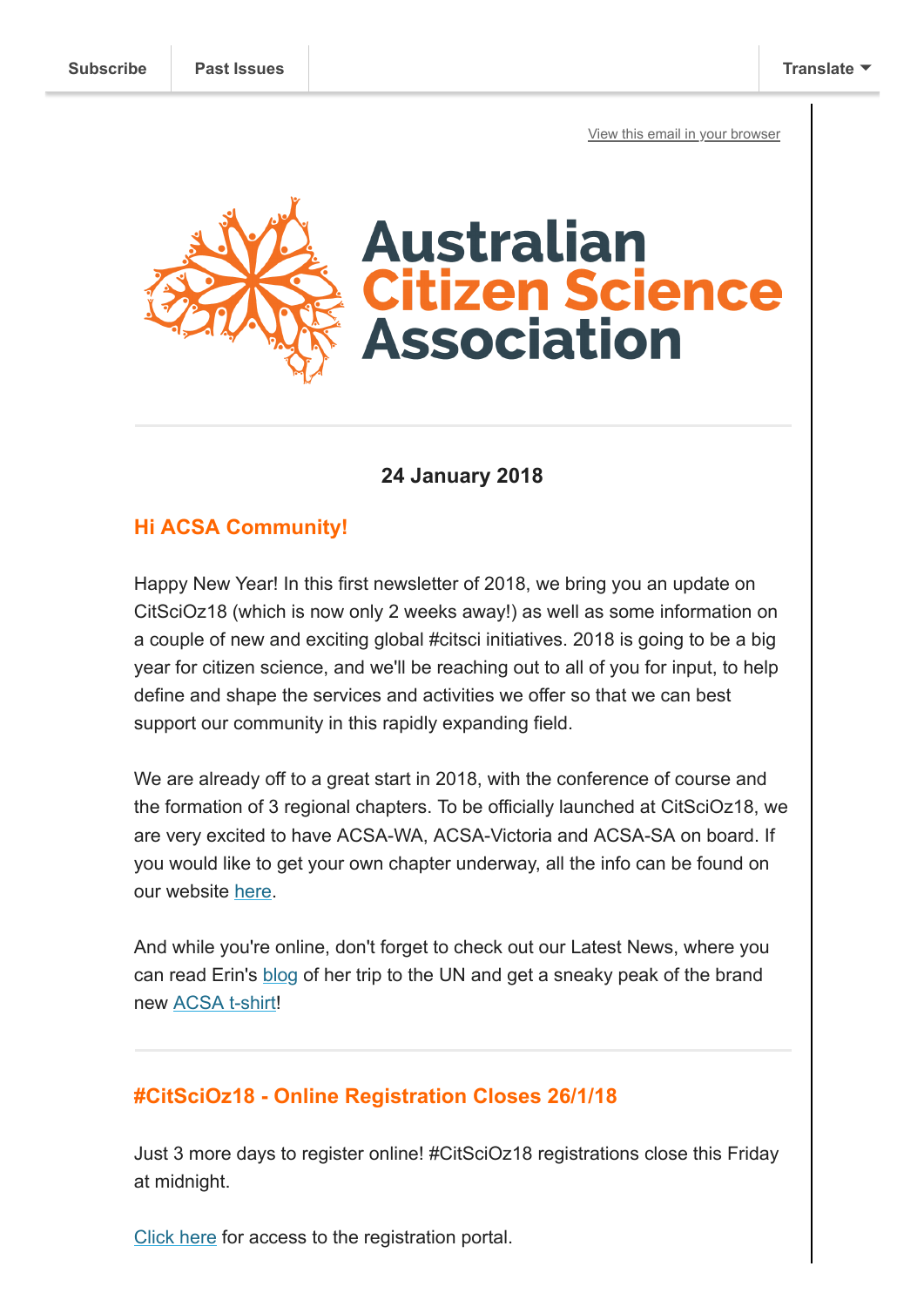Subscribe | Past Issues | Translate

View this email in your browser

Australian Citizen Science Association

**24 January 2018**

## Hi ACSA Community!

Happy New Year! In this first newsletter of 2018, we bring you an update on CitSciOz18 (which is now only 2 weeks away!) as well as some information on a couple of new and exciting global #citsci initiatives. 2018 is going to be a big year for citizen science, and we'll be reaching out to all of you for input, to help define and shape the services and activities we offer so that we can best support our community in this rapidly expanding field.

We are already off to a great start in 2018, with the conference of course and the formation of 3 regional chapters. To be officially launched at CitSciOz18, we are very excited to have ACSA-WA, ACSA-Victoria and ACSA-SA on board. If you would like to get your own chapter underway, all the info can be found on our website here.

And while you're online, don't forget to check out our Latest News, where you can read Erin's blog of her trip to the UN and get a sneaky peak of the brand new ACSA t-shirt!

---

## #CitSciOz18 - Online Registration Closes 26/1/18

Just 3 more days to register online! #CitSciOz18 registrations close this Friday at midnight.

Click here for access to the registration portal.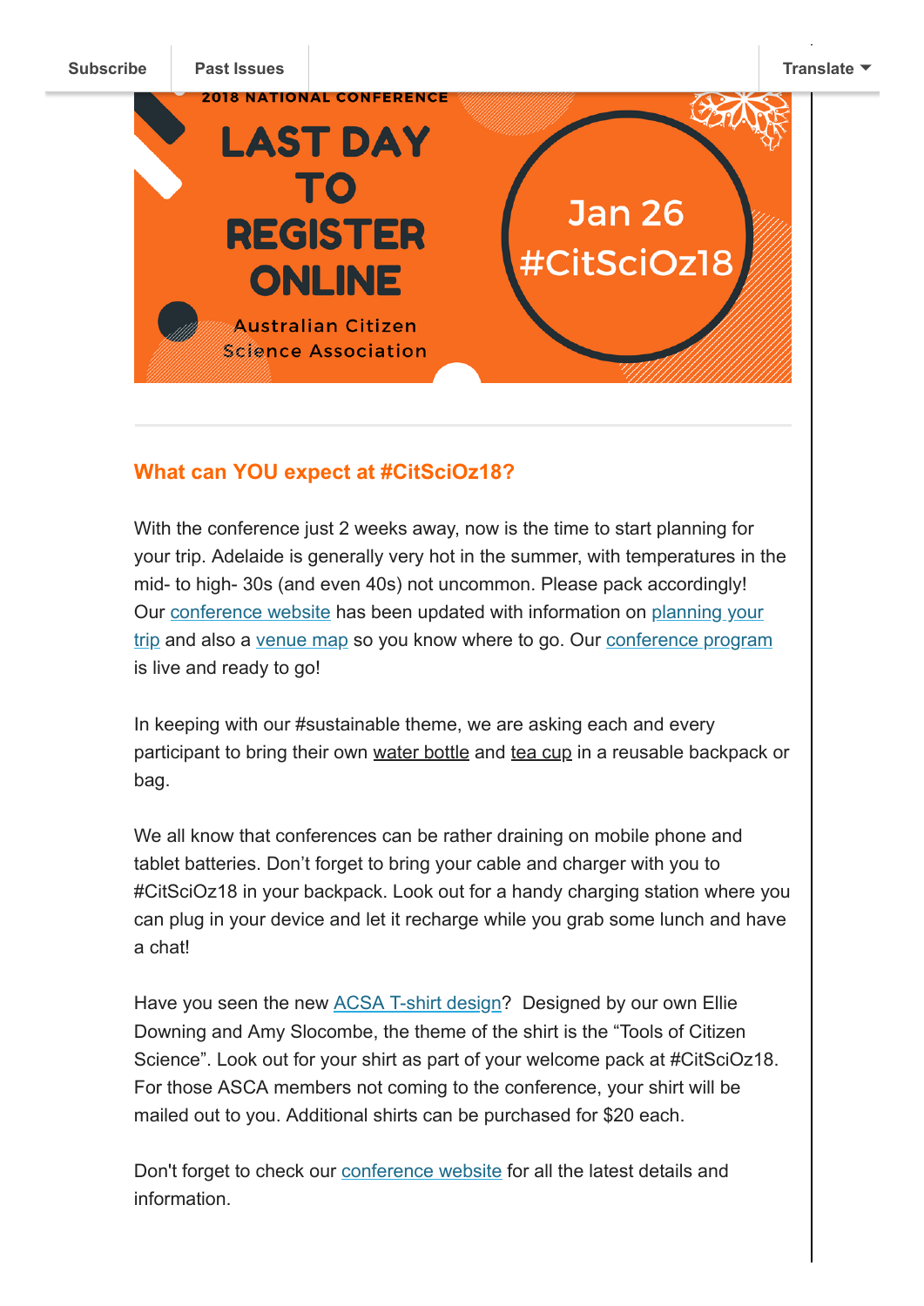Subscribe | Past Issues | Translate

2018 NATIONAL CONFERENCE

# LAST DAY TO REGISTER ONLINE

Australian Citizen Science Association

Jan 26 #CitSciOz18

---

### What can YOU expect at #CitSciOz18?

With the conference just 2 weeks away, now is the time to start planning for your trip. Adelaide is generally very hot in the summer, with temperatures in the mid- to high- 30s (and even 40s) not uncommon. Please pack accordingly! Our conference website has been updated with information on planning your trip and also a venue map so you know where to go. Our conference program is live and ready to go!

In keeping with our #sustainable theme, we are asking each and every participant to bring their own water bottle and tea cup in a reusable backpack or bag.

We all know that conferences can be rather draining on mobile phone and tablet batteries. Don't forget to bring your cable and charger with you to #CitSciOz18 in your backpack. Look out for a handy charging station where you can plug in your device and let it recharge while you grab some lunch and have a chat!

Have you seen the new ACSA T-shirt design? Designed by our own Ellie Downing and Amy Slocombe, the theme of the shirt is the "Tools of Citizen Science". Look out for your shirt as part of your welcome pack at #CitSciOz18. For those ASCA members not coming to the conference, your shirt will be mailed out to you. Additional shirts can be purchased for $20 each.

Don't forget to check our conference website for all the latest details and information.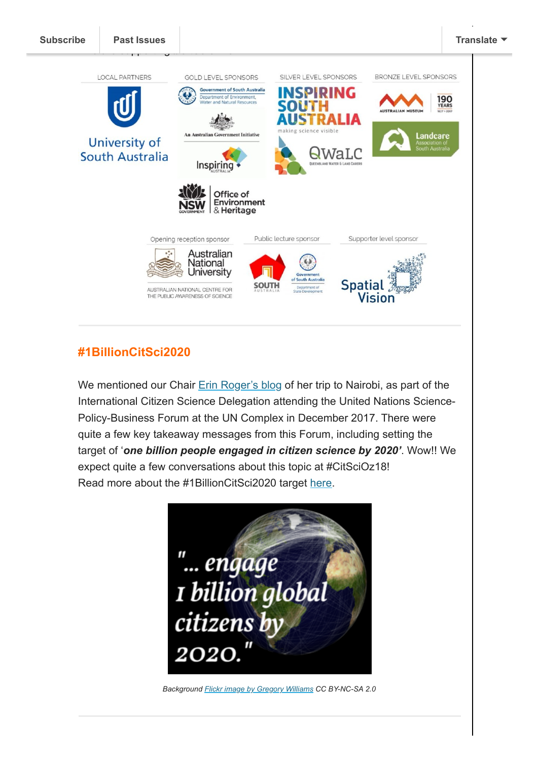Subscribe | Past Issues | Translate

LOCAL PARTNERS

University of South Australia

GOLD LEVEL SPONSORS

Government of South Australia Department of Environment, Water and Natural Resources

An Australian Government Initiative

Inspiring Australia

NSW Government Office of Environment & Heritage

SILVER LEVEL SPONSORS

INSPIRING SOUTH AUSTRALIA making science visible

QWaLC Queensland Water & Land Carers

BRONZE LEVEL SPONSORS

Australian Museum 190 Years 1827–2017

Landcare Association of South Australia

Opening reception sponsor

Australian National University

AUSTRALIAN NATIONAL CENTRE FOR THE PUBLIC AWARENESS OF SCIENCE

Public lecture sponsor

South Australia

Government of South Australia Department of State Development

Supporter level sponsor

Spatial Vision

## #1BillionCitSci2020

We mentioned our Chair Erin Roger's blog of her trip to Nairobi, as part of the International Citizen Science Delegation attending the United Nations Science-Policy-Business Forum at the UN Complex in December 2017. There were quite a few key takeaway messages from this Forum, including setting the target of '***one billion people engaged in citizen science by 2020'***. Wow!! We expect quite a few conversations about this topic at #CitSciOz18!
Read more about the #1BillionCitSci2020 target here.

"... engage 1 billion global citizens by 2020."

*Background Flickr image by Gregory Williams CC BY-NC-SA 2.0*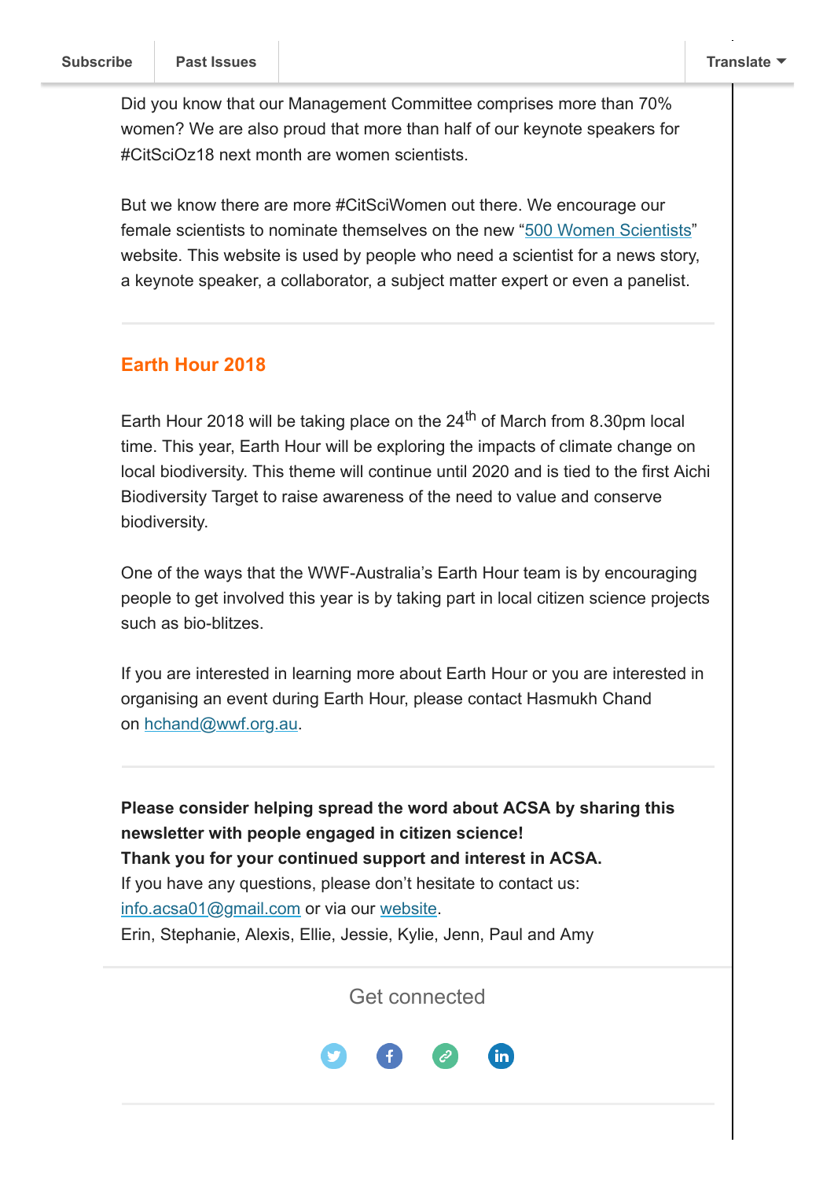Did you know that our Management Committee comprises more than 70% women? We are also proud that more than half of our keynote speakers for #CitSciOz18 next month are women scientists.

But we know there are more #CitSciWomen out there. We encourage our female scientists to nominate themselves on the new "500 Women Scientists" website. This website is used by people who need a scientist for a news story, a keynote speaker, a collaborator, a subject matter expert or even a panelist.

---

## Earth Hour 2018

Earth Hour 2018 will be taking place on the 24th of March from 8.30pm local time. This year, Earth Hour will be exploring the impacts of climate change on local biodiversity. This theme will continue until 2020 and is tied to the first Aichi Biodiversity Target to raise awareness of the need to value and conserve biodiversity.

One of the ways that the WWF-Australia's Earth Hour team is by encouraging people to get involved this year is by taking part in local citizen science projects such as bio-blitzes.

If you are interested in learning more about Earth Hour or you are interested in organising an event during Earth Hour, please contact Hasmukh Chand on hchand@wwf.org.au.

---

**Please consider helping spread the word about ACSA by sharing this newsletter with people engaged in citizen science!**
**Thank you for your continued support and interest in ACSA.**
If you have any questions, please don't hesitate to contact us:
info.acsa01@gmail.com or via our website.
Erin, Stephanie, Alexis, Ellie, Jessie, Kylie, Jenn, Paul and Amy

Get connected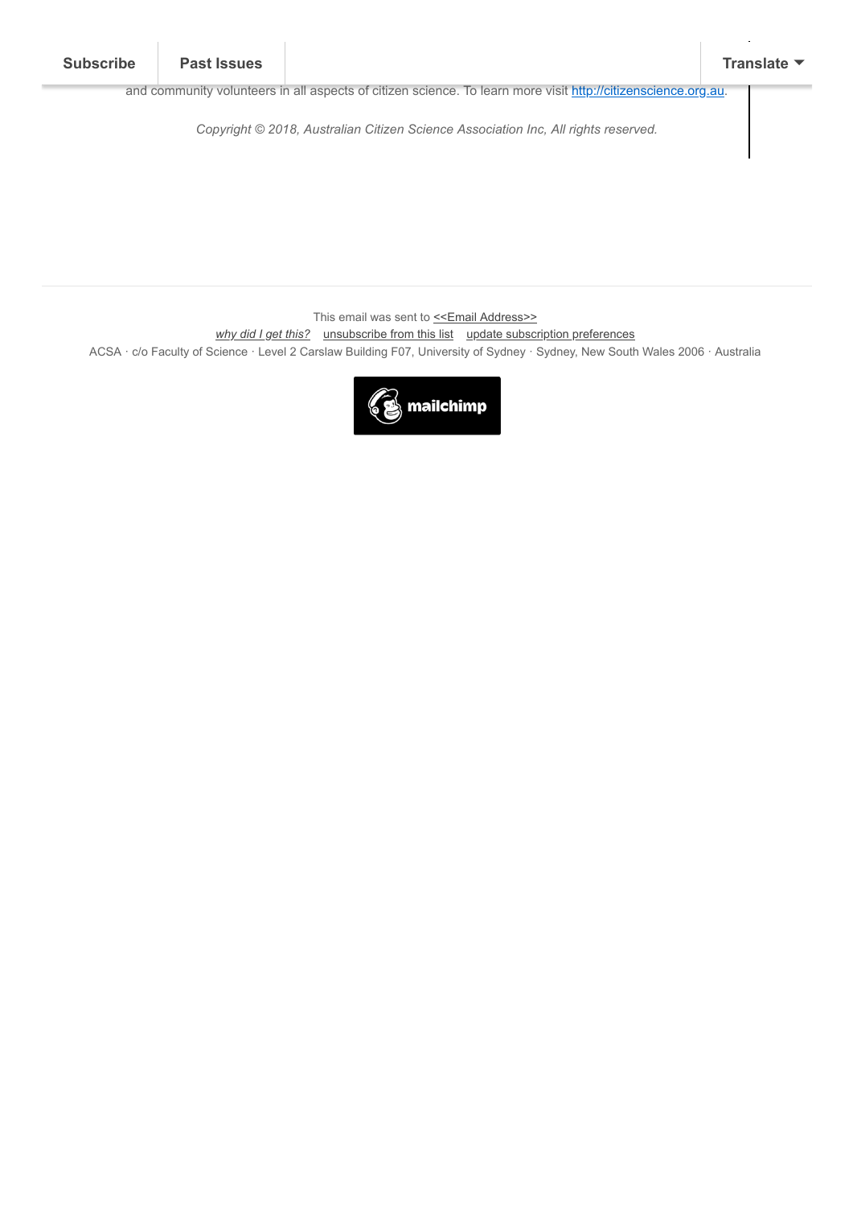Subscribe | Past Issues | Translate

and community volunteers in all aspects of citizen science. To learn more visit http://citizenscience.org.au.

*Copyright © 2018, Australian Citizen Science Association Inc, All rights reserved.*

---

This email was sent to <<Email Address>>

*why did I get this?* unsubscribe from this list update subscription preferences

ACSA · c/o Faculty of Science · Level 2 Carslaw Building F07, University of Sydney · Sydney, New South Wales 2006 · Australia

mailchimp